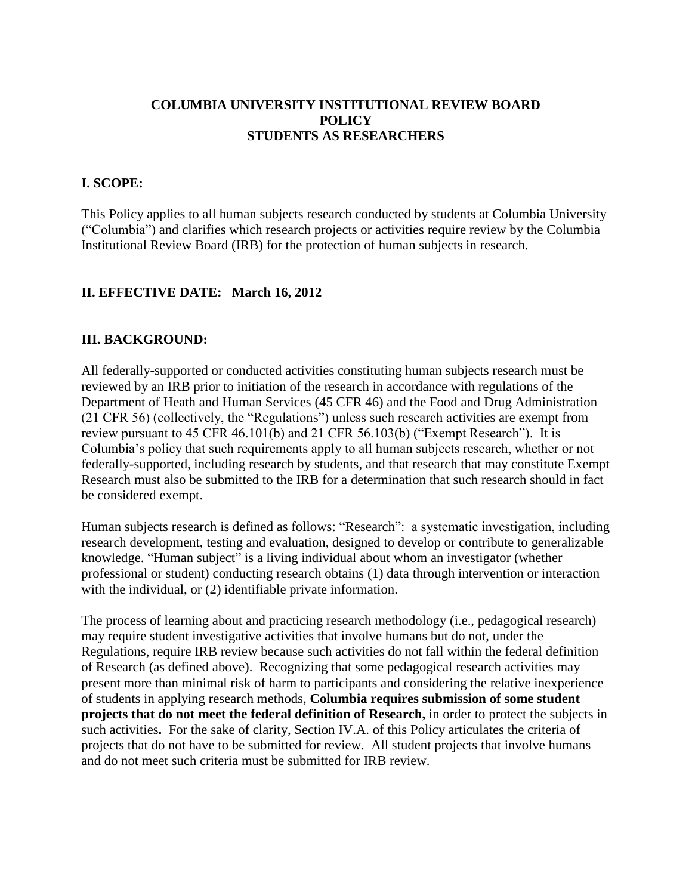# COLUMBIA UNIVERSITY INSTITUTIONAL REVIEW BOARD POLICY STUDENTS AS RESEARCHERS

## I. SCOPE:

This Policy applies to all human subjects research conducted by students at Columbia University ("Columbia") and clarifies which research projects or activities require review by the Columbia Institutional Review Board (IRB) for the protection of human subjects in research.

## II. EFFECTIVE DATE: March 16, 2012

## III. BACKGROUND:

All federally-supported or conducted activities constituting human subjects research must be reviewed by an IRB prior to initiation of the research in accordance with regulations of the Department of Heath and Human Services (45 CFR 46) and the Food and Drug Administration (21 CFR 56) (collectively, the "Regulations") unless such research activities are exempt from review pursuant to 45 CFR 46.101(b) and 21 CFR 56.103(b) ("Exempt Research"). It is Columbia's policy that such requirements apply to all human subjects research, whether or not federally-supported, including research by students, and that research that may constitute Exempt Research must also be submitted to the IRB for a determination that such research should in fact be considered exempt.

Human subjects research is defined as follows: "Research": a systematic investigation, including research development, testing and evaluation, designed to develop or contribute to generalizable knowledge. "Human subject" is a living individual about whom an investigator (whether professional or student) conducting research obtains (1) data through intervention or interaction with the individual, or (2) identifiable private information.

The process of learning about and practicing research methodology (i.e., pedagogical research) may require student investigative activities that involve humans but do not, under the Regulations, require IRB review because such activities do not fall within the federal definition of Research (as defined above). Recognizing that some pedagogical research activities may present more than minimal risk of harm to participants and considering the relative inexperience of students in applying research methods, **Columbia requires submission of some student projects that do not meet the federal definition of Research,** in order to protect the subjects in such activities**.** For the sake of clarity, Section IV.A. of this Policy articulates the criteria of projects that do not have to be submitted for review. All student projects that involve humans and do not meet such criteria must be submitted for IRB review.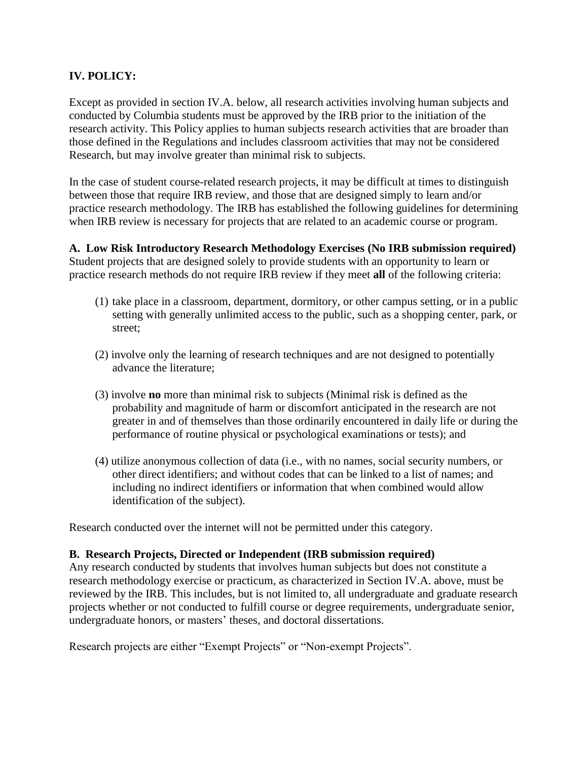## IV. POLICY:

Except as provided in section IV.A. below, all research activities involving human subjects and conducted by Columbia students must be approved by the IRB prior to the initiation of the research activity. This Policy applies to human subjects research activities that are broader than those defined in the Regulations and includes classroom activities that may not be considered Research, but may involve greater than minimal risk to subjects.

In the case of student course-related research projects, it may be difficult at times to distinguish between those that require IRB review, and those that are designed simply to learn and/or practice research methodology. The IRB has established the following guidelines for determining when IRB review is necessary for projects that are related to an academic course or program.

### A. Low Risk Introductory Research Methodology Exercises (No IRB submission required)

Student projects that are designed solely to provide students with an opportunity to learn or practice research methods do not require IRB review if they meet **all** of the following criteria:

(1) take place in a classroom, department, dormitory, or other campus setting, or in a public setting with generally unlimited access to the public, such as a shopping center, park, or street;

(2) involve only the learning of research techniques and are not designed to potentially advance the literature;

(3) involve **no** more than minimal risk to subjects (Minimal risk is defined as the probability and magnitude of harm or discomfort anticipated in the research are not greater in and of themselves than those ordinarily encountered in daily life or during the performance of routine physical or psychological examinations or tests); and

(4) utilize anonymous collection of data (i.e., with no names, social security numbers, or other direct identifiers; and without codes that can be linked to a list of names; and including no indirect identifiers or information that when combined would allow identification of the subject).

Research conducted over the internet will not be permitted under this category.

### B. Research Projects, Directed or Independent (IRB submission required)

Any research conducted by students that involves human subjects but does not constitute a research methodology exercise or practicum, as characterized in Section IV.A. above, must be reviewed by the IRB. This includes, but is not limited to, all undergraduate and graduate research projects whether or not conducted to fulfill course or degree requirements, undergraduate senior, undergraduate honors, or masters' theses, and doctoral dissertations.

Research projects are either "Exempt Projects" or "Non-exempt Projects".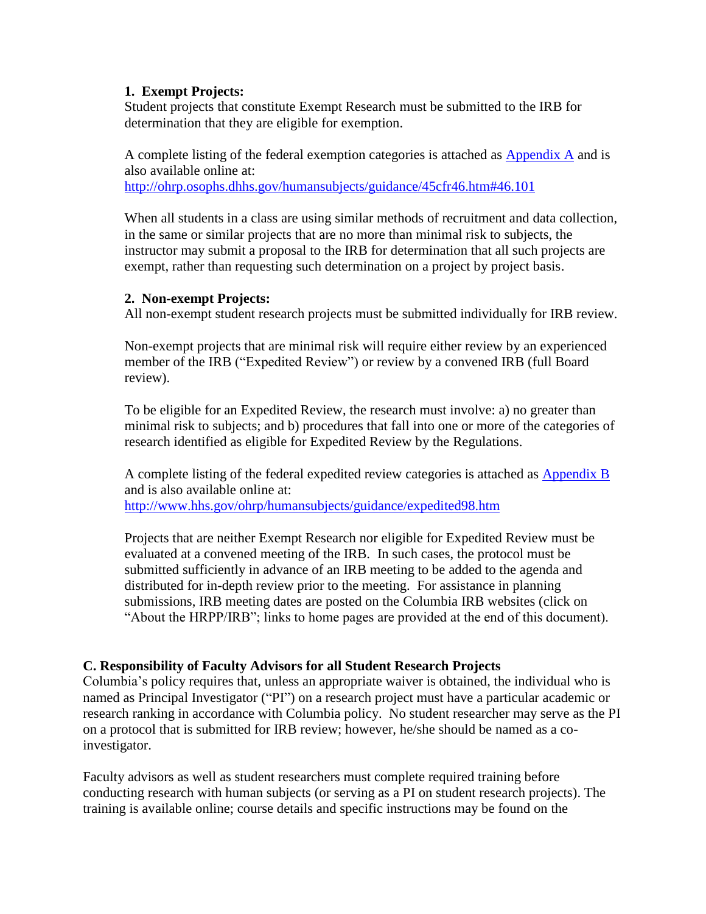### 1. Exempt Projects:

Student projects that constitute Exempt Research must be submitted to the IRB for determination that they are eligible for exemption.

A complete listing of the federal exemption categories is attached as [Appendix A](#) and is also available online at:
[http://ohrp.osophs.dhhs.gov/humansubjects/guidance/45cfr46.htm#46.101](http://ohrp.osophs.dhhs.gov/humansubjects/guidance/45cfr46.htm#46.101)

When all students in a class are using similar methods of recruitment and data collection, in the same or similar projects that are no more than minimal risk to subjects, the instructor may submit a proposal to the IRB for determination that all such projects are exempt, rather than requesting such determination on a project by project basis.

### 2. Non-exempt Projects:

All non-exempt student research projects must be submitted individually for IRB review.

Non-exempt projects that are minimal risk will require either review by an experienced member of the IRB ("Expedited Review") or review by a convened IRB (full Board review).

To be eligible for an Expedited Review, the research must involve: a) no greater than minimal risk to subjects; and b) procedures that fall into one or more of the categories of research identified as eligible for Expedited Review by the Regulations.

A complete listing of the federal expedited review categories is attached as [Appendix B](#) and is also available online at:
[http://www.hhs.gov/ohrp/humansubjects/guidance/expedited98.htm](http://www.hhs.gov/ohrp/humansubjects/guidance/expedited98.htm)

Projects that are neither Exempt Research nor eligible for Expedited Review must be evaluated at a convened meeting of the IRB. In such cases, the protocol must be submitted sufficiently in advance of an IRB meeting to be added to the agenda and distributed for in-depth review prior to the meeting. For assistance in planning submissions, IRB meeting dates are posted on the Columbia IRB websites (click on "About the HRPP/IRB"; links to home pages are provided at the end of this document).

## C. Responsibility of Faculty Advisors for all Student Research Projects

Columbia's policy requires that, unless an appropriate waiver is obtained, the individual who is named as Principal Investigator ("PI") on a research project must have a particular academic or research ranking in accordance with Columbia policy. No student researcher may serve as the PI on a protocol that is submitted for IRB review; however, he/she should be named as a co-investigator.

Faculty advisors as well as student researchers must complete required training before conducting research with human subjects (or serving as a PI on student research projects). The training is available online; course details and specific instructions may be found on the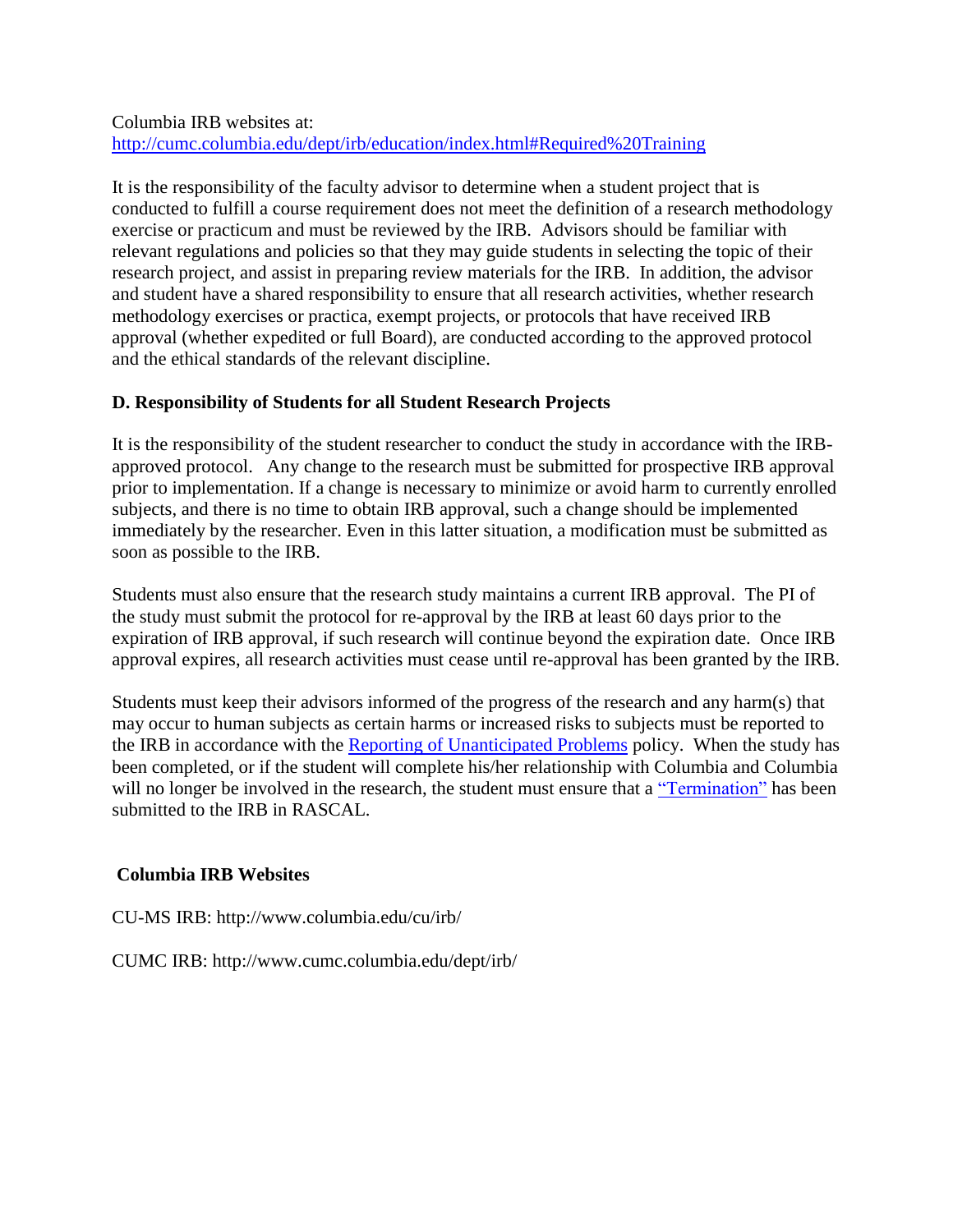Columbia IRB websites at:
[http://cumc.columbia.edu/dept/irb/education/index.html#Required%20Training](http://cumc.columbia.edu/dept/irb/education/index.html#Required%20Training)

It is the responsibility of the faculty advisor to determine when a student project that is conducted to fulfill a course requirement does not meet the definition of a research methodology exercise or practicum and must be reviewed by the IRB. Advisors should be familiar with relevant regulations and policies so that they may guide students in selecting the topic of their research project, and assist in preparing review materials for the IRB. In addition, the advisor and student have a shared responsibility to ensure that all research activities, whether research methodology exercises or practica, exempt projects, or protocols that have received IRB approval (whether expedited or full Board), are conducted according to the approved protocol and the ethical standards of the relevant discipline.

### D. Responsibility of Students for all Student Research Projects

It is the responsibility of the student researcher to conduct the study in accordance with the IRB-approved protocol. Any change to the research must be submitted for prospective IRB approval prior to implementation. If a change is necessary to minimize or avoid harm to currently enrolled subjects, and there is no time to obtain IRB approval, such a change should be implemented immediately by the researcher. Even in this latter situation, a modification must be submitted as soon as possible to the IRB.

Students must also ensure that the research study maintains a current IRB approval. The PI of the study must submit the protocol for re-approval by the IRB at least 60 days prior to the expiration of IRB approval, if such research will continue beyond the expiration date. Once IRB approval expires, all research activities must cease until re-approval has been granted by the IRB.

Students must keep their advisors informed of the progress of the research and any harm(s) that may occur to human subjects as certain harms or increased risks to subjects must be reported to the IRB in accordance with the Reporting of Unanticipated Problems policy. When the study has been completed, or if the student will complete his/her relationship with Columbia and Columbia will no longer be involved in the research, the student must ensure that a "Termination" has been submitted to the IRB in RASCAL.

### Columbia IRB Websites

CU-MS IRB: http://www.columbia.edu/cu/irb/

CUMC IRB: http://www.cumc.columbia.edu/dept/irb/